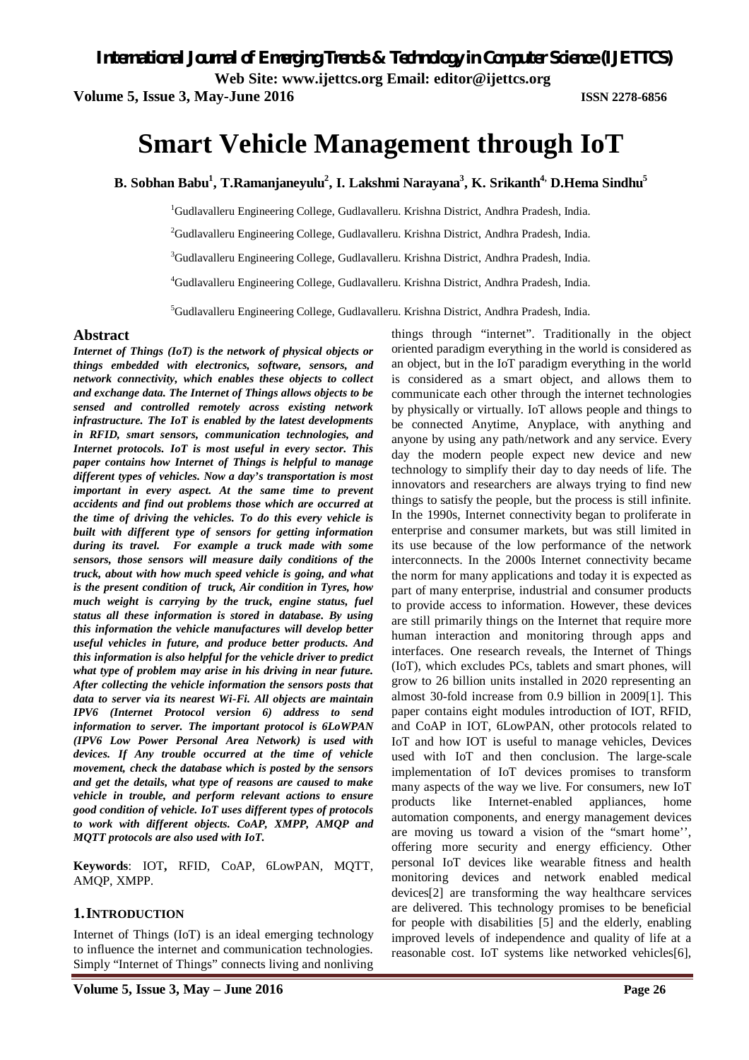# Smart Vehicle Management through IoT

**B. Sobhan Babu[1], T.Ramanjaneyulu[2], I. Lakshmi Narayana[3], K. Srikanth[4], D.Hema Sindhu[5]**

[1]Gudlavalleru Engineering College, Gudlavalleru. Krishna District, Andhra Pradesh, India.

[2]Gudlavalleru Engineering College, Gudlavalleru. Krishna District, Andhra Pradesh, India.

[3]Gudlavalleru Engineering College, Gudlavalleru. Krishna District, Andhra Pradesh, India.

[4]Gudlavalleru Engineering College, Gudlavalleru. Krishna District, Andhra Pradesh, India.

[5]Gudlavalleru Engineering College, Gudlavalleru. Krishna District, Andhra Pradesh, India.

## Abstract

***Internet of Things (IoT) is the network of physical objects or things embedded with electronics, software, sensors, and network connectivity, which enables these objects to collect and exchange data. The Internet of Things allows objects to be sensed and controlled remotely across existing network infrastructure. The IoT is enabled by the latest developments in RFID, smart sensors, communication technologies, and Internet protocols. IoT is most useful in every sector. This paper contains how Internet of Things is helpful to manage different types of vehicles. Now a day's transportation is most important in every aspect. At the same time to prevent accidents and find out problems those which are occurred at the time of driving the vehicles. To do this every vehicle is built with different type of sensors for getting information during its travel. For example a truck made with some sensors, those sensors will measure daily conditions of the truck, about with how much speed vehicle is going, and what is the present condition of truck, Air condition in Tyres, how much weight is carrying by the truck, engine status, fuel status all these information is stored in database. By using this information the vehicle manufactures will develop better useful vehicles in future, and produce better products. And this information is also helpful for the vehicle driver to predict what type of problem may arise in his driving in near future. After collecting the vehicle information the sensors posts that data to server via its nearest Wi-Fi. All objects are maintain IPV6 (Internet Protocol version 6) address to send information to server. The important protocol is 6LoWPAN (IPV6 Low Power Personal Area Network) is used with devices. If Any trouble occurred at the time of vehicle movement, check the database which is posted by the sensors and get the details, what type of reasons are caused to make vehicle in trouble, and perform relevant actions to ensure good condition of vehicle. IoT uses different types of protocols to work with different objects. CoAP, XMPP, AMQP and MQTT protocols are also used with IoT.***

**Keywords**: IOT**,** RFID, CoAP, 6LowPAN, MQTT, AMQP, XMPP.

## 1. INTRODUCTION

Internet of Things (IoT) is an ideal emerging technology to influence the internet and communication technologies. Simply "Internet of Things" connects living and nonliving things through "internet". Traditionally in the object oriented paradigm everything in the world is considered as an object, but in the IoT paradigm everything in the world is considered as a smart object, and allows them to communicate each other through the internet technologies by physically or virtually. IoT allows people and things to be connected Anytime, Anyplace, with anything and anyone by using any path/network and any service. Every day the modern people expect new device and new technology to simplify their day to day needs of life. The innovators and researchers are always trying to find new things to satisfy the people, but the process is still infinite. In the 1990s, Internet connectivity began to proliferate in enterprise and consumer markets, but was still limited in its use because of the low performance of the network interconnects. In the 2000s Internet connectivity became the norm for many applications and today it is expected as part of many enterprise, industrial and consumer products to provide access to information. However, these devices are still primarily things on the Internet that require more human interaction and monitoring through apps and interfaces. One research reveals, the Internet of Things (IoT), which excludes PCs, tablets and smart phones, will grow to 26 billion units installed in 2020 representing an almost 30-fold increase from 0.9 billion in 2009[1]. This paper contains eight modules introduction of IOT, RFID, and CoAP in IOT, 6LowPAN, other protocols related to IoT and how IOT is useful to manage vehicles, Devices used with IoT and then conclusion. The large-scale implementation of IoT devices promises to transform many aspects of the way we live. For consumers, new IoT products like Internet-enabled appliances, home automation components, and energy management devices are moving us toward a vision of the "smart home'', offering more security and energy efficiency. Other personal IoT devices like wearable fitness and health monitoring devices and network enabled medical devices[2] are transforming the way healthcare services are delivered. This technology promises to be beneficial for people with disabilities [5] and the elderly, enabling improved levels of independence and quality of life at a reasonable cost. IoT systems like networked vehicles[6],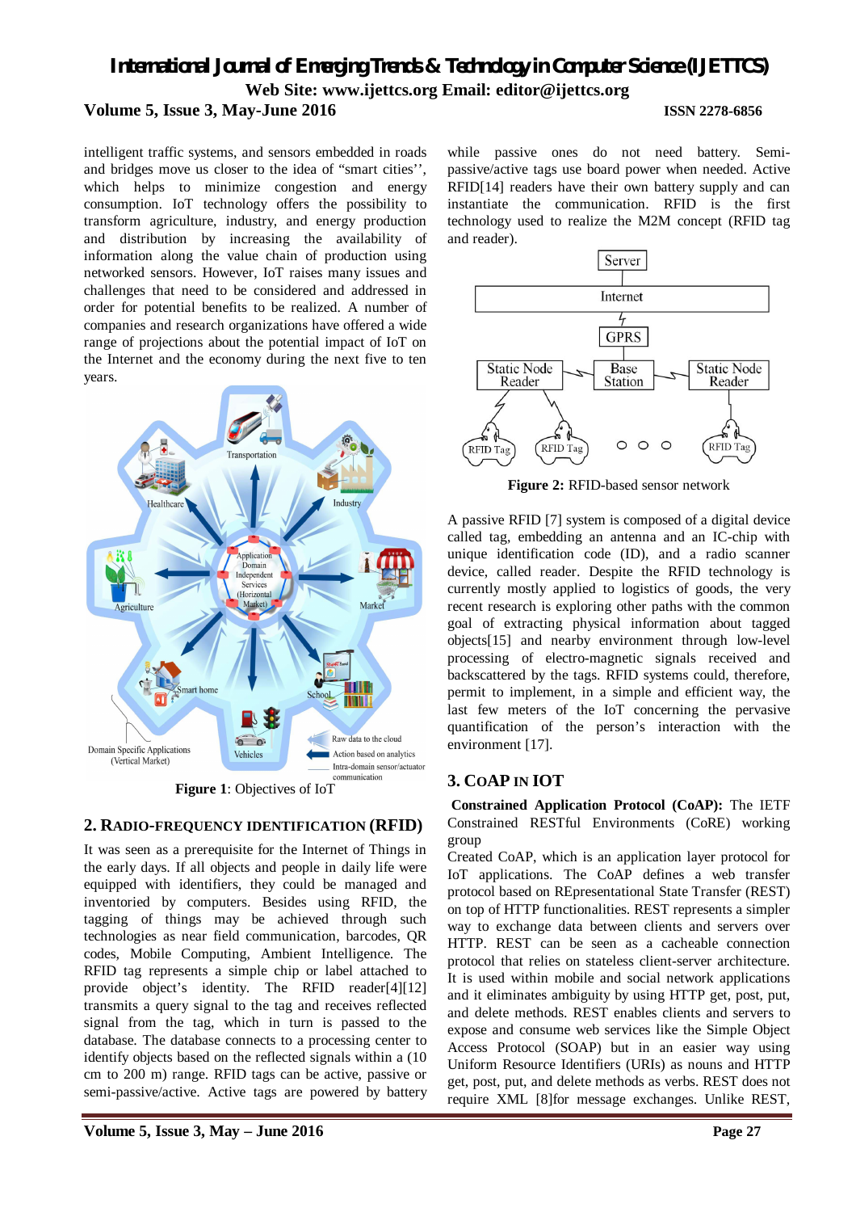intelligent traffic systems, and sensors embedded in roads and bridges move us closer to the idea of "smart cities'', which helps to minimize congestion and energy consumption. IoT technology offers the possibility to transform agriculture, industry, and energy production and distribution by increasing the availability of information along the value chain of production using networked sensors. However, IoT raises many issues and challenges that need to be considered and addressed in order for potential benefits to be realized. A number of companies and research organizations have offered a wide range of projections about the potential impact of IoT on the Internet and the economy during the next five to ten years.

**Figure 1**: Objectives of IoT

## 2. RADIO-FREQUENCY IDENTIFICATION (RFID)

It was seen as a prerequisite for the Internet of Things in the early days. If all objects and people in daily life were equipped with identifiers, they could be managed and inventoried by computers. Besides using RFID, the tagging of things may be achieved through such technologies as near field communication, barcodes, QR codes, Mobile Computing, Ambient Intelligence. The RFID tag represents a simple chip or label attached to provide object's identity. The RFID reader[4][12] transmits a query signal to the tag and receives reflected signal from the tag, which in turn is passed to the database. The database connects to a processing center to identify objects based on the reflected signals within a (10 cm to 200 m) range. RFID tags can be active, passive or semi-passive/active. Active tags are powered by battery while passive ones do not need battery. Semi-passive/active tags use board power when needed. Active RFID[14] readers have their own battery supply and can instantiate the communication. RFID is the first technology used to realize the M2M concept (RFID tag and reader).

**Figure 2:** RFID-based sensor network

A passive RFID [7] system is composed of a digital device called tag, embedding an antenna and an IC-chip with unique identification code (ID), and a radio scanner device, called reader. Despite the RFID technology is currently mostly applied to logistics of goods, the very recent research is exploring other paths with the common goal of extracting physical information about tagged objects[15] and nearby environment through low-level processing of electro-magnetic signals received and backscattered by the tags. RFID systems could, therefore, permit to implement, in a simple and efficient way, the last few meters of the IoT concerning the pervasive quantification of the person's interaction with the environment [17].

## 3. COAP IN IOT

**Constrained Application Protocol (CoAP):** The IETF Constrained RESTful Environments (CoRE) working group

Created CoAP, which is an application layer protocol for IoT applications. The CoAP defines a web transfer protocol based on REpresentational State Transfer (REST) on top of HTTP functionalities. REST represents a simpler way to exchange data between clients and servers over HTTP. REST can be seen as a cacheable connection protocol that relies on stateless client-server architecture. It is used within mobile and social network applications and it eliminates ambiguity by using HTTP get, post, put, and delete methods. REST enables clients and servers to expose and consume web services like the Simple Object Access Protocol (SOAP) but in an easier way using Uniform Resource Identifiers (URIs) as nouns and HTTP get, post, put, and delete methods as verbs. REST does not require XML [8]for message exchanges. Unlike REST,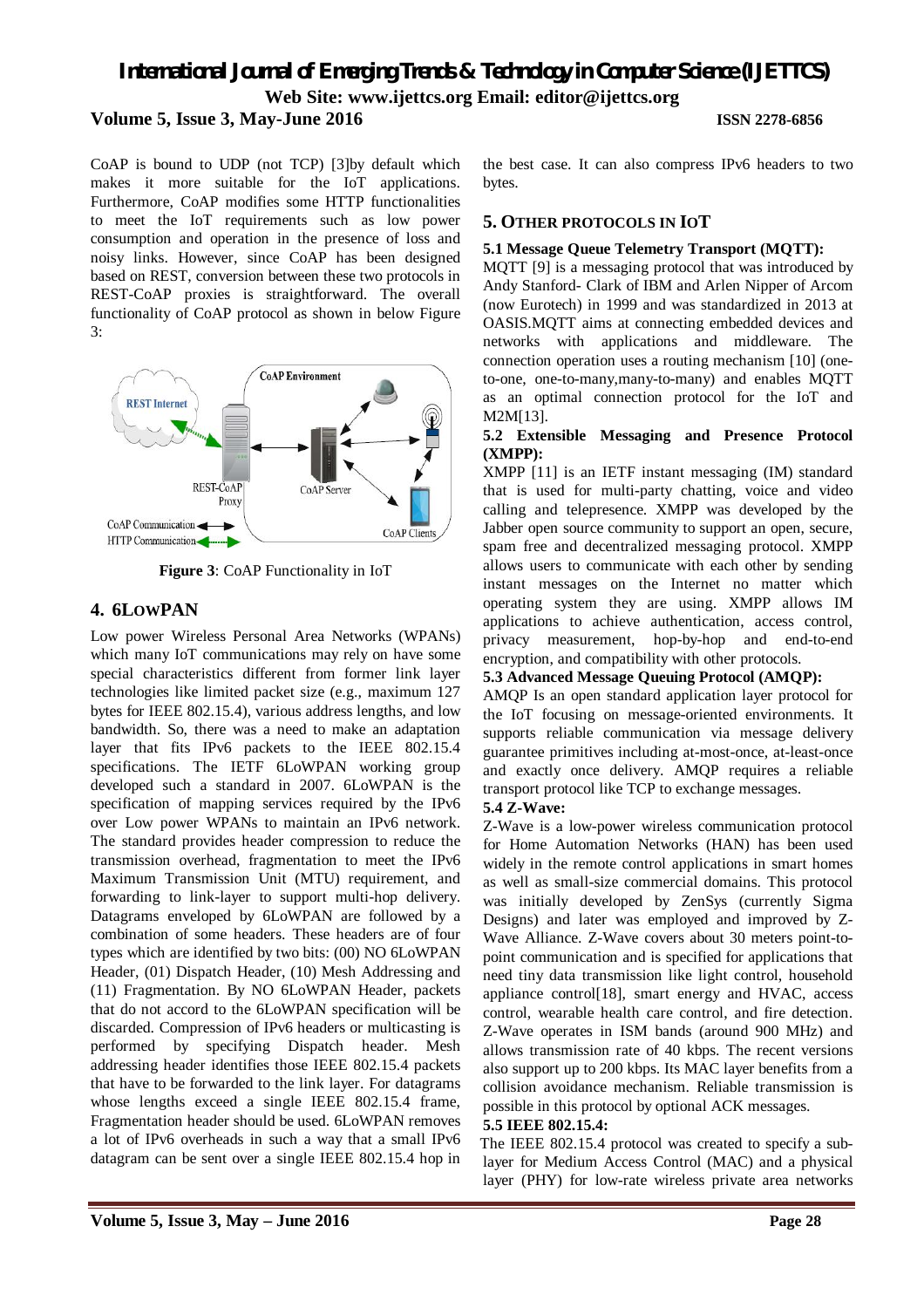CoAP is bound to UDP (not TCP) [3]by default which makes it more suitable for the IoT applications. Furthermore, CoAP modifies some HTTP functionalities to meet the IoT requirements such as low power consumption and operation in the presence of loss and noisy links. However, since CoAP has been designed based on REST, conversion between these two protocols in REST-CoAP proxies is straightforward. The overall functionality of CoAP protocol as shown in below Figure 3:

**Figure 3**: CoAP Functionality in IoT

## 4. 6LOWPAN

Low power Wireless Personal Area Networks (WPANs) which many IoT communications may rely on have some special characteristics different from former link layer technologies like limited packet size (e.g., maximum 127 bytes for IEEE 802.15.4), various address lengths, and low bandwidth. So, there was a need to make an adaptation layer that fits IPv6 packets to the IEEE 802.15.4 specifications. The IETF 6LoWPAN working group developed such a standard in 2007. 6LoWPAN is the specification of mapping services required by the IPv6 over Low power WPANs to maintain an IPv6 network. The standard provides header compression to reduce the transmission overhead, fragmentation to meet the IPv6 Maximum Transmission Unit (MTU) requirement, and forwarding to link-layer to support multi-hop delivery. Datagrams enveloped by 6LoWPAN are followed by a combination of some headers. These headers are of four types which are identified by two bits: (00) NO 6LoWPAN Header, (01) Dispatch Header, (10) Mesh Addressing and (11) Fragmentation. By NO 6LoWPAN Header, packets that do not accord to the 6LoWPAN specification will be discarded. Compression of IPv6 headers or multicasting is performed by specifying Dispatch header. Mesh addressing header identifies those IEEE 802.15.4 packets that have to be forwarded to the link layer. For datagrams whose lengths exceed a single IEEE 802.15.4 frame, Fragmentation header should be used. 6LoWPAN removes a lot of IPv6 overheads in such a way that a small IPv6 datagram can be sent over a single IEEE 802.15.4 hop in the best case. It can also compress IPv6 headers to two bytes.

## 5. OTHER PROTOCOLS IN IOT

### 5.1 Message Queue Telemetry Transport (MQTT):

MQTT [9] is a messaging protocol that was introduced by Andy Stanford- Clark of IBM and Arlen Nipper of Arcom (now Eurotech) in 1999 and was standardized in 2013 at OASIS.MQTT aims at connecting embedded devices and networks with applications and middleware. The connection operation uses a routing mechanism [10] (one-to-one, one-to-many,many-to-many) and enables MQTT as an optimal connection protocol for the IoT and M2M[13].

### 5.2 Extensible Messaging and Presence Protocol (XMPP):

XMPP [11] is an IETF instant messaging (IM) standard that is used for multi-party chatting, voice and video calling and telepresence. XMPP was developed by the Jabber open source community to support an open, secure, spam free and decentralized messaging protocol. XMPP allows users to communicate with each other by sending instant messages on the Internet no matter which operating system they are using. XMPP allows IM applications to achieve authentication, access control, privacy measurement, hop-by-hop and end-to-end encryption, and compatibility with other protocols.

### 5.3 Advanced Message Queuing Protocol (AMQP):

AMQP Is an open standard application layer protocol for the IoT focusing on message-oriented environments. It supports reliable communication via message delivery guarantee primitives including at-most-once, at-least-once and exactly once delivery. AMQP requires a reliable transport protocol like TCP to exchange messages.

### 5.4 Z-Wave:

Z-Wave is a low-power wireless communication protocol for Home Automation Networks (HAN) has been used widely in the remote control applications in smart homes as well as small-size commercial domains. This protocol was initially developed by ZenSys (currently Sigma Designs) and later was employed and improved by Z-Wave Alliance. Z-Wave covers about 30 meters point-to-point communication and is specified for applications that need tiny data transmission like light control, household appliance control[18], smart energy and HVAC, access control, wearable health care control, and fire detection. Z-Wave operates in ISM bands (around 900 MHz) and allows transmission rate of 40 kbps. The recent versions also support up to 200 kbps. Its MAC layer benefits from a collision avoidance mechanism. Reliable transmission is possible in this protocol by optional ACK messages.

### 5.5 IEEE 802.15.4:

The IEEE 802.15.4 protocol was created to specify a sub-layer for Medium Access Control (MAC) and a physical layer (PHY) for low-rate wireless private area networks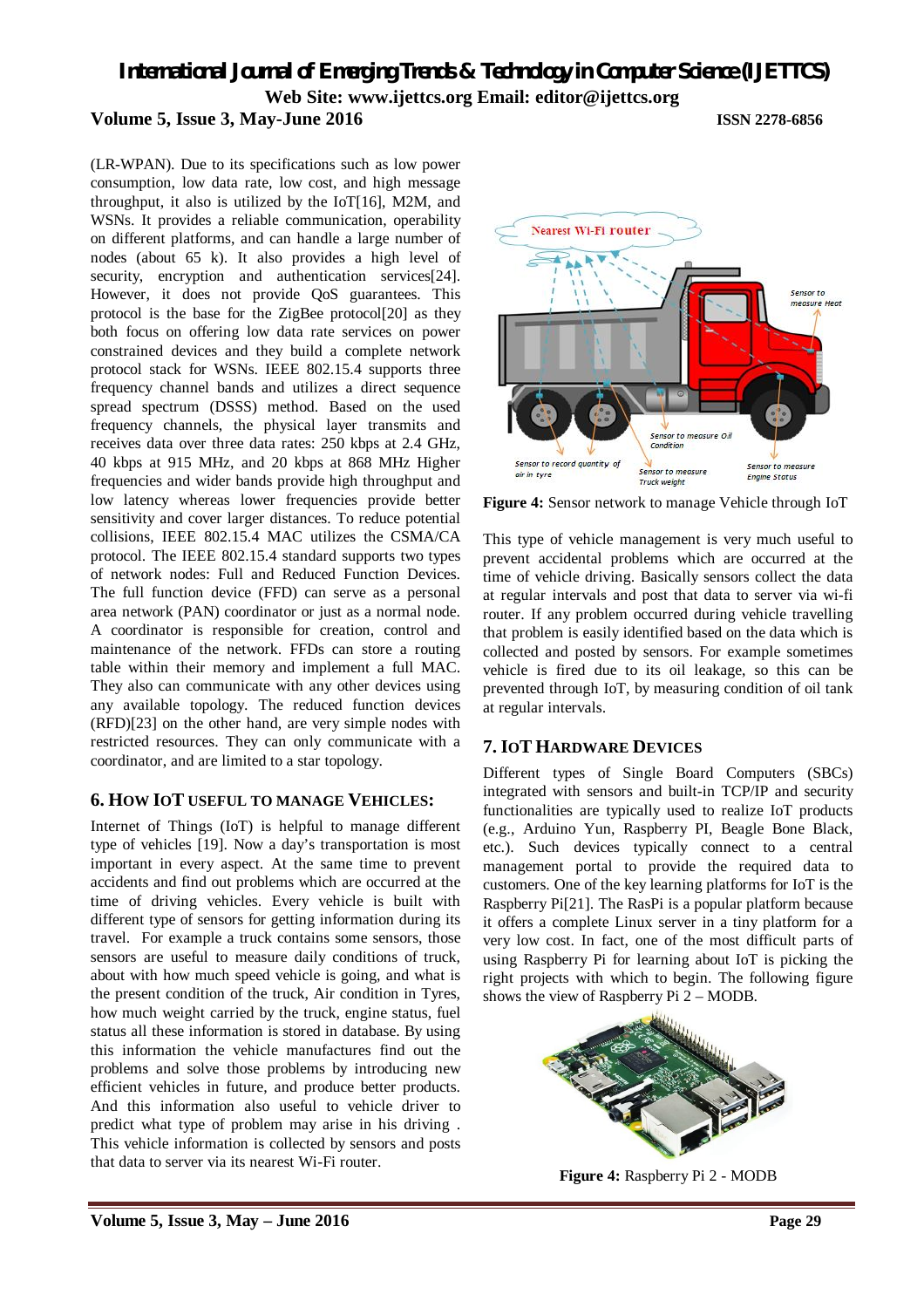(LR-WPAN). Due to its specifications such as low power consumption, low data rate, low cost, and high message throughput, it also is utilized by the IoT[16], M2M, and WSNs. It provides a reliable communication, operability on different platforms, and can handle a large number of nodes (about 65 k). It also provides a high level of security, encryption and authentication services[24]. However, it does not provide QoS guarantees. This protocol is the base for the ZigBee protocol[20] as they both focus on offering low data rate services on power constrained devices and they build a complete network protocol stack for WSNs. IEEE 802.15.4 supports three frequency channel bands and utilizes a direct sequence spread spectrum (DSSS) method. Based on the used frequency channels, the physical layer transmits and receives data over three data rates: 250 kbps at 2.4 GHz, 40 kbps at 915 MHz, and 20 kbps at 868 MHz Higher frequencies and wider bands provide high throughput and low latency whereas lower frequencies provide better sensitivity and cover larger distances. To reduce potential collisions, IEEE 802.15.4 MAC utilizes the CSMA/CA protocol. The IEEE 802.15.4 standard supports two types of network nodes: Full and Reduced Function Devices. The full function device (FFD) can serve as a personal area network (PAN) coordinator or just as a normal node. A coordinator is responsible for creation, control and maintenance of the network. FFDs can store a routing table within their memory and implement a full MAC. They also can communicate with any other devices using any available topology. The reduced function devices (RFD)[23] on the other hand, are very simple nodes with restricted resources. They can only communicate with a coordinator, and are limited to a star topology.

## 6. How IoT useful to manage Vehicles:

Internet of Things (IoT) is helpful to manage different type of vehicles [19]. Now a day's transportation is most important in every aspect. At the same time to prevent accidents and find out problems which are occurred at the time of driving vehicles. Every vehicle is built with different type of sensors for getting information during its travel. For example a truck contains some sensors, those sensors are useful to measure daily conditions of truck, about with how much speed vehicle is going, and what is the present condition of the truck, Air condition in Tyres, how much weight carried by the truck, engine status, fuel status all these information is stored in database. By using this information the vehicle manufactures find out the problems and solve those problems by introducing new efficient vehicles in future, and produce better products. And this information also useful to vehicle driver to predict what type of problem may arise in his driving . This vehicle information is collected by sensors and posts that data to server via its nearest Wi-Fi router.

**Figure 4:** Sensor network to manage Vehicle through IoT

This type of vehicle management is very much useful to prevent accidental problems which are occurred at the time of vehicle driving. Basically sensors collect the data at regular intervals and post that data to server via wi-fi router. If any problem occurred during vehicle travelling that problem is easily identified based on the data which is collected and posted by sensors. For example sometimes vehicle is fired due to its oil leakage, so this can be prevented through IoT, by measuring condition of oil tank at regular intervals.

## 7. IoT Hardware Devices

Different types of Single Board Computers (SBCs) integrated with sensors and built-in TCP/IP and security functionalities are typically used to realize IoT products (e.g., Arduino Yun, Raspberry PI, Beagle Bone Black, etc.). Such devices typically connect to a central management portal to provide the required data to customers. One of the key learning platforms for IoT is the Raspberry Pi[21]. The RasPi is a popular platform because it offers a complete Linux server in a tiny platform for a very low cost. In fact, one of the most difficult parts of using Raspberry Pi for learning about IoT is picking the right projects with which to begin. The following figure shows the view of Raspberry Pi 2 – MODB.

**Figure 4:** Raspberry Pi 2 - MODB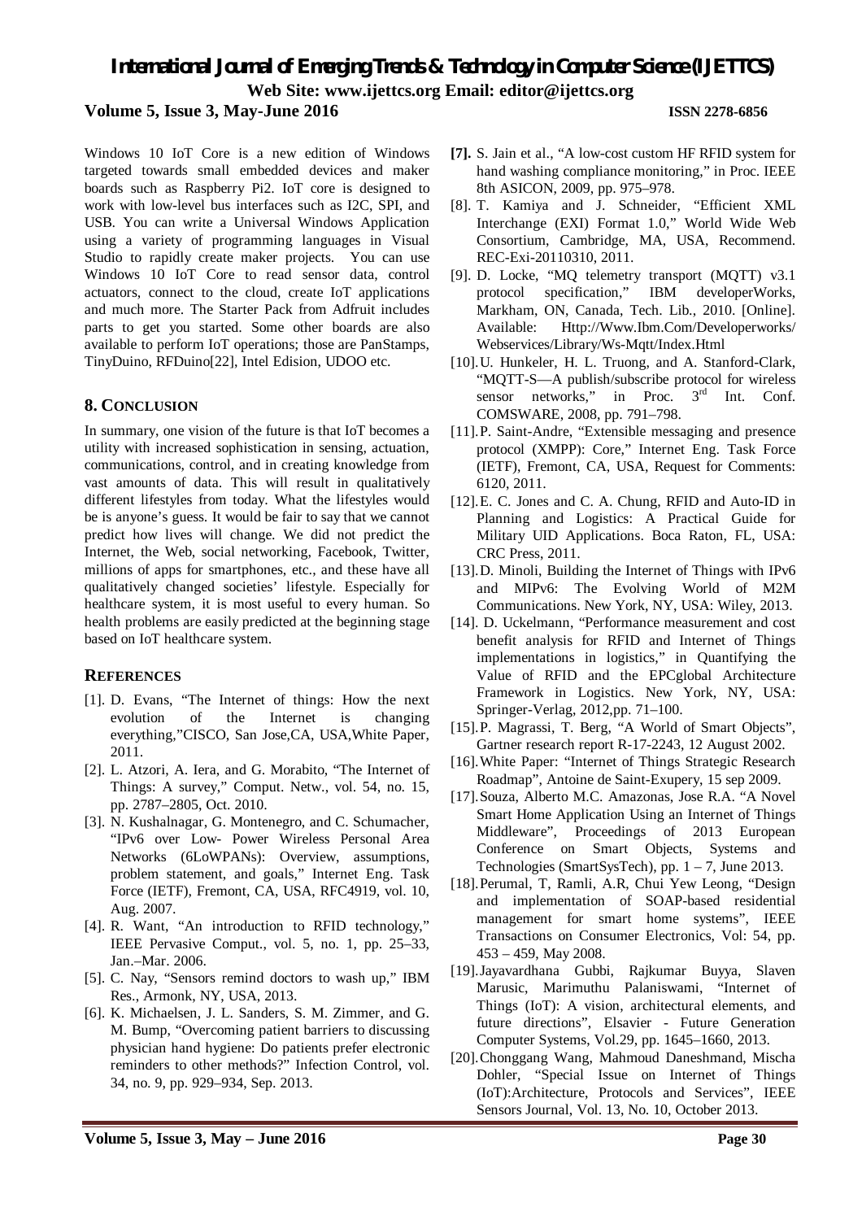Windows 10 IoT Core is a new edition of Windows targeted towards small embedded devices and maker boards such as Raspberry Pi2. IoT core is designed to work with low-level bus interfaces such as I2C, SPI, and USB. You can write a Universal Windows Application using a variety of programming languages in Visual Studio to rapidly create maker projects. You can use Windows 10 IoT Core to read sensor data, control actuators, connect to the cloud, create IoT applications and much more. The Starter Pack from Adfruit includes parts to get you started. Some other boards are also available to perform IoT operations; those are PanStamps, TinyDuino, RFDuino[22], Intel Edision, UDOO etc.

## 8. CONCLUSION

In summary, one vision of the future is that IoT becomes a utility with increased sophistication in sensing, actuation, communications, control, and in creating knowledge from vast amounts of data. This will result in qualitatively different lifestyles from today. What the lifestyles would be is anyone's guess. It would be fair to say that we cannot predict how lives will change. We did not predict the Internet, the Web, social networking, Facebook, Twitter, millions of apps for smartphones, etc., and these have all qualitatively changed societies' lifestyle. Especially for healthcare system, it is most useful to every human. So health problems are easily predicted at the beginning stage based on IoT healthcare system.

## REFERENCES

[1]. D. Evans, "The Internet of things: How the next evolution of the Internet is changing everything,"CISCO, San Jose,CA, USA,White Paper, 2011.

[2]. L. Atzori, A. Iera, and G. Morabito, "The Internet of Things: A survey," Comput. Netw., vol. 54, no. 15, pp. 2787–2805, Oct. 2010.

[3]. N. Kushalnagar, G. Montenegro, and C. Schumacher, "IPv6 over Low- Power Wireless Personal Area Networks (6LoWPANs): Overview, assumptions, problem statement, and goals," Internet Eng. Task Force (IETF), Fremont, CA, USA, RFC4919, vol. 10, Aug. 2007.

[4]. R. Want, "An introduction to RFID technology," IEEE Pervasive Comput., vol. 5, no. 1, pp. 25–33, Jan.–Mar. 2006.

[5]. C. Nay, "Sensors remind doctors to wash up," IBM Res., Armonk, NY, USA, 2013.

[6]. K. Michaelsen, J. L. Sanders, S. M. Zimmer, and G. M. Bump, "Overcoming patient barriers to discussing physician hand hygiene: Do patients prefer electronic reminders to other methods?" Infection Control, vol. 34, no. 9, pp. 929–934, Sep. 2013.

**[7].** S. Jain et al., "A low-cost custom HF RFID system for hand washing compliance monitoring," in Proc. IEEE 8th ASICON, 2009, pp. 975–978.

[8]. T. Kamiya and J. Schneider, "Efficient XML Interchange (EXI) Format 1.0," World Wide Web Consortium, Cambridge, MA, USA, Recommend. REC-Exi-20110310, 2011.

[9]. D. Locke, "MQ telemetry transport (MQTT) v3.1 protocol specification," IBM developerWorks, Markham, ON, Canada, Tech. Lib., 2010. [Online]. Available: Http://Www.Ibm.Com/Developerworks/ Webservices/Library/Ws-Mqtt/Index.Html

[10]. U. Hunkeler, H. L. Truong, and A. Stanford-Clark, "MQTT-S—A publish/subscribe protocol for wireless sensor networks," in Proc. 3rd Int. Conf. COMSWARE, 2008, pp. 791–798.

[11]. P. Saint-Andre, "Extensible messaging and presence protocol (XMPP): Core," Internet Eng. Task Force (IETF), Fremont, CA, USA, Request for Comments: 6120, 2011.

[12]. E. C. Jones and C. A. Chung, RFID and Auto-ID in Planning and Logistics: A Practical Guide for Military UID Applications. Boca Raton, FL, USA: CRC Press, 2011.

[13]. D. Minoli, Building the Internet of Things with IPv6 and MIPv6: The Evolving World of M2M Communications. New York, NY, USA: Wiley, 2013.

[14]. D. Uckelmann, "Performance measurement and cost benefit analysis for RFID and Internet of Things implementations in logistics," in Quantifying the Value of RFID and the EPCglobal Architecture Framework in Logistics. New York, NY, USA: Springer-Verlag, 2012,pp. 71–100.

[15]. P. Magrassi, T. Berg, "A World of Smart Objects", Gartner research report R-17-2243, 12 August 2002.

[16]. White Paper: "Internet of Things Strategic Research Roadmap", Antoine de Saint-Exupery, 15 sep 2009.

[17]. Souza, Alberto M.C. Amazonas, Jose R.A. "A Novel Smart Home Application Using an Internet of Things Middleware", Proceedings of 2013 European Conference on Smart Objects, Systems and Technologies (SmartSysTech), pp. 1 – 7, June 2013.

[18]. Perumal, T, Ramli, A.R, Chui Yew Leong, "Design and implementation of SOAP-based residential management for smart home systems", IEEE Transactions on Consumer Electronics, Vol: 54, pp. 453 – 459, May 2008.

[19]. Jayavardhana Gubbi, Rajkumar Buyya, Slaven Marusic, Marimuthu Palaniswami, "Internet of Things (IoT): A vision, architectural elements, and future directions", Elsavier - Future Generation Computer Systems, Vol.29, pp. 1645–1660, 2013.

[20]. Chonggang Wang, Mahmoud Daneshmand, Mischa Dohler, "Special Issue on Internet of Things (IoT):Architecture, Protocols and Services", IEEE Sensors Journal, Vol. 13, No. 10, October 2013.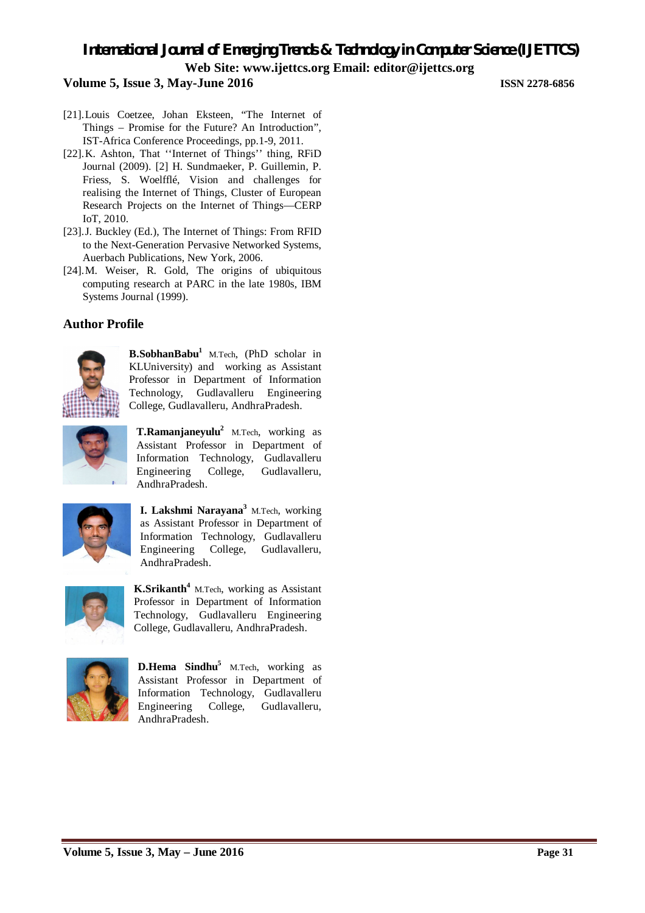[21].Louis Coetzee, Johan Eksteen, "The Internet of Things – Promise for the Future? An Introduction", IST-Africa Conference Proceedings, pp.1-9, 2011.

[22].K. Ashton, That ''Internet of Things'' thing, RFiD Journal (2009). [2] H. Sundmaeker, P. Guillemin, P. Friess, S. Woelfflé, Vision and challenges for realising the Internet of Things, Cluster of European Research Projects on the Internet of Things—CERP IoT, 2010.

[23].J. Buckley (Ed.), The Internet of Things: From RFID to the Next-Generation Pervasive Networked Systems, Auerbach Publications, New York, 2006.

[24].M. Weiser, R. Gold, The origins of ubiquitous computing research at PARC in the late 1980s, IBM Systems Journal (1999).

## Author Profile

**B.SobhanBabu**[1] M.Tech, (PhD scholar in KLUniversity) and working as Assistant Professor in Department of Information Technology, Gudlavalleru Engineering College, Gudlavalleru, AndhraPradesh.

**T.Ramanjaneyulu**[2] M.Tech, working as Assistant Professor in Department of Information Technology, Gudlavalleru Engineering College, Gudlavalleru, AndhraPradesh.

**I. Lakshmi Narayana**[3] M.Tech, working as Assistant Professor in Department of Information Technology, Gudlavalleru Engineering College, Gudlavalleru, AndhraPradesh.

**K.Srikanth**[4] M.Tech, working as Assistant Professor in Department of Information Technology, Gudlavalleru Engineering College, Gudlavalleru, AndhraPradesh.

**D.Hema Sindhu**[5] M.Tech, working as Assistant Professor in Department of Information Technology, Gudlavalleru Engineering College, Gudlavalleru, AndhraPradesh.